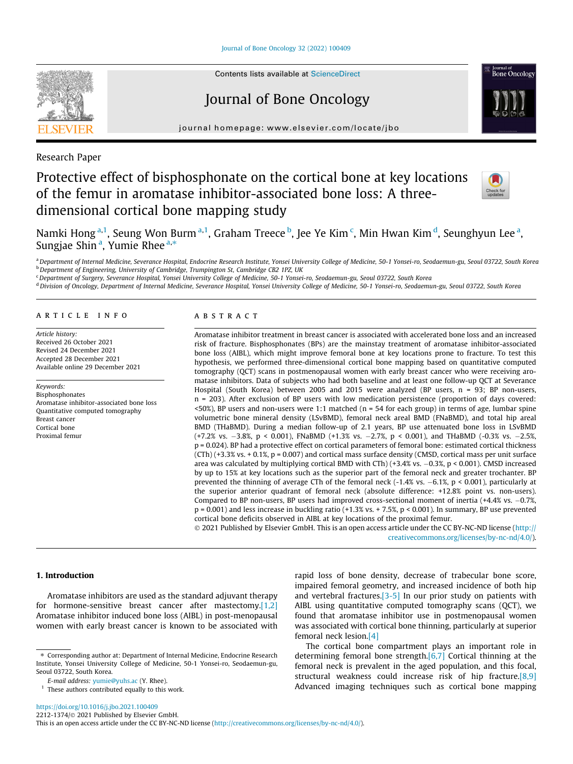Research Paper

# Protective effect of bisphosphonate on the cortical bone at key locations of the femur in aromatase inhibitor-associated bone loss: A three-dimensional cortical bone mapping study

Namki Hong [a,1], Seung Won Burm [a,1], Graham Treece [b], Jee Ye Kim [c], Min Hwan Kim [d], Seunghyun Lee [a], Sungjae Shin [a], Yumie Rhee [a,*]

[a] Department of Internal Medicine, Severance Hospital, Endocrine Research Institute, Yonsei University College of Medicine, 50-1 Yonsei-ro, Seodaemun-gu, Seoul 03722, South Korea
[b] Department of Engineering, University of Cambridge, Trumpington St, Cambridge CB2 1PZ, UK
[c] Department of Surgery, Severance Hospital, Yonsei University College of Medicine, 50-1 Yonsei-ro, Seodaemun-gu, Seoul 03722, South Korea
[d] Division of Oncology, Department of Internal Medicine, Severance Hospital, Yonsei University College of Medicine, 50-1 Yonsei-ro, Seodaemun-gu, Seoul 03722, South Korea

## ARTICLE INFO

*Article history:*
Received 26 October 2021
Revised 24 December 2021
Accepted 28 December 2021
Available online 29 December 2021

*Keywords:*
Bisphosphonates
Aromatase inhibitor-associated bone loss
Quantitative computed tomography
Breast cancer
Cortical bone
Proximal femur

## ABSTRACT

Aromatase inhibitor treatment in breast cancer is associated with accelerated bone loss and an increased risk of fracture. Bisphosphonates (BPs) are the mainstay treatment of aromatase inhibitor-associated bone loss (AIBL), which might improve femoral bone at key locations prone to fracture. To test this hypothesis, we performed three-dimensional cortical bone mapping based on quantitative computed tomography (QCT) scans in postmenopausal women with early breast cancer who were receiving aromatase inhibitors. Data of subjects who had both baseline and at least one follow-up QCT at Severance Hospital (South Korea) between 2005 and 2015 were analyzed (BP users, n = 93; BP non-users, n = 203). After exclusion of BP users with low medication persistence (proportion of days covered: <50%), BP users and non-users were 1:1 matched (n = 54 for each group) in terms of age, lumbar spine volumetric bone mineral density (LSvBMD), femoral neck areal BMD (FNaBMD), and total hip areal BMD (THaBMD). During a median follow-up of 2.1 years, BP use attenuated bone loss in LSvBMD (+7.2% vs. −3.8%, p < 0.001), FNaBMD (+1.3% vs. −2.7%, p < 0.001), and THaBMD (-0.3% vs. −2.5%, p = 0.024). BP had a protective effect on cortical parameters of femoral bone: estimated cortical thickness (CTh) (+3.3% vs. + 0.1%, p = 0.007) and cortical mass surface density (CMSD, cortical mass per unit surface area was calculated by multiplying cortical BMD with CTh) (+3.4% vs. −0.3%, p < 0.001). CMSD increased by up to 15% at key locations such as the superior part of the femoral neck and greater trochanter. BP prevented the thinning of average CTh of the femoral neck (-1.4% vs. −6.1%, p < 0.001), particularly at the superior anterior quadrant of femoral neck (absolute difference: +12.8% point vs. non-users). Compared to BP non-users, BP users had improved cross-sectional moment of inertia (+4.4% vs. −0.7%, p = 0.001) and less increase in buckling ratio (+1.3% vs. + 7.5%, p < 0.001). In summary, BP use prevented cortical bone deficits observed in AIBL at key locations of the proximal femur.

© 2021 Published by Elsevier GmbH. This is an open access article under the CC BY-NC-ND license (http://creativecommons.org/licenses/by-nc-nd/4.0/).

## 1. Introduction

Aromatase inhibitors are used as the standard adjuvant therapy for hormone-sensitive breast cancer after mastectomy.[1,2] Aromatase inhibitor induced bone loss (AIBL) in post-menopausal women with early breast cancer is known to be associated with rapid loss of bone density, decrease of trabecular bone score, impaired femoral geometry, and increased incidence of both hip and vertebral fractures.[3-5] In our prior study on patients with AIBL using quantitative computed tomography scans (QCT), we found that aromatase inhibitor use in postmenopausal women was associated with cortical bone thinning, particularly at superior femoral neck lesion.[4]

The cortical bone compartment plays an important role in determining femoral bone strength.[6,7] Cortical thinning at the femoral neck is prevalent in the aged population, and this focal, structural weakness could increase risk of hip fracture.[8,9] Advanced imaging techniques such as cortical bone mapping

* Corresponding author at: Department of Internal Medicine, Endocrine Research Institute, Yonsei University College of Medicine, 50-1 Yonsei-ro, Seodaemun-gu, Seoul 03722, South Korea.
E-mail address: yumie@yuhs.ac (Y. Rhee).
[1] These authors contributed equally to this work.

https://doi.org/10.1016/j.jbo.2021.100409
2212-1374/© 2021 Published by Elsevier GmbH.
This is an open access article under the CC BY-NC-ND license (http://creativecommons.org/licenses/by-nc-nd/4.0/).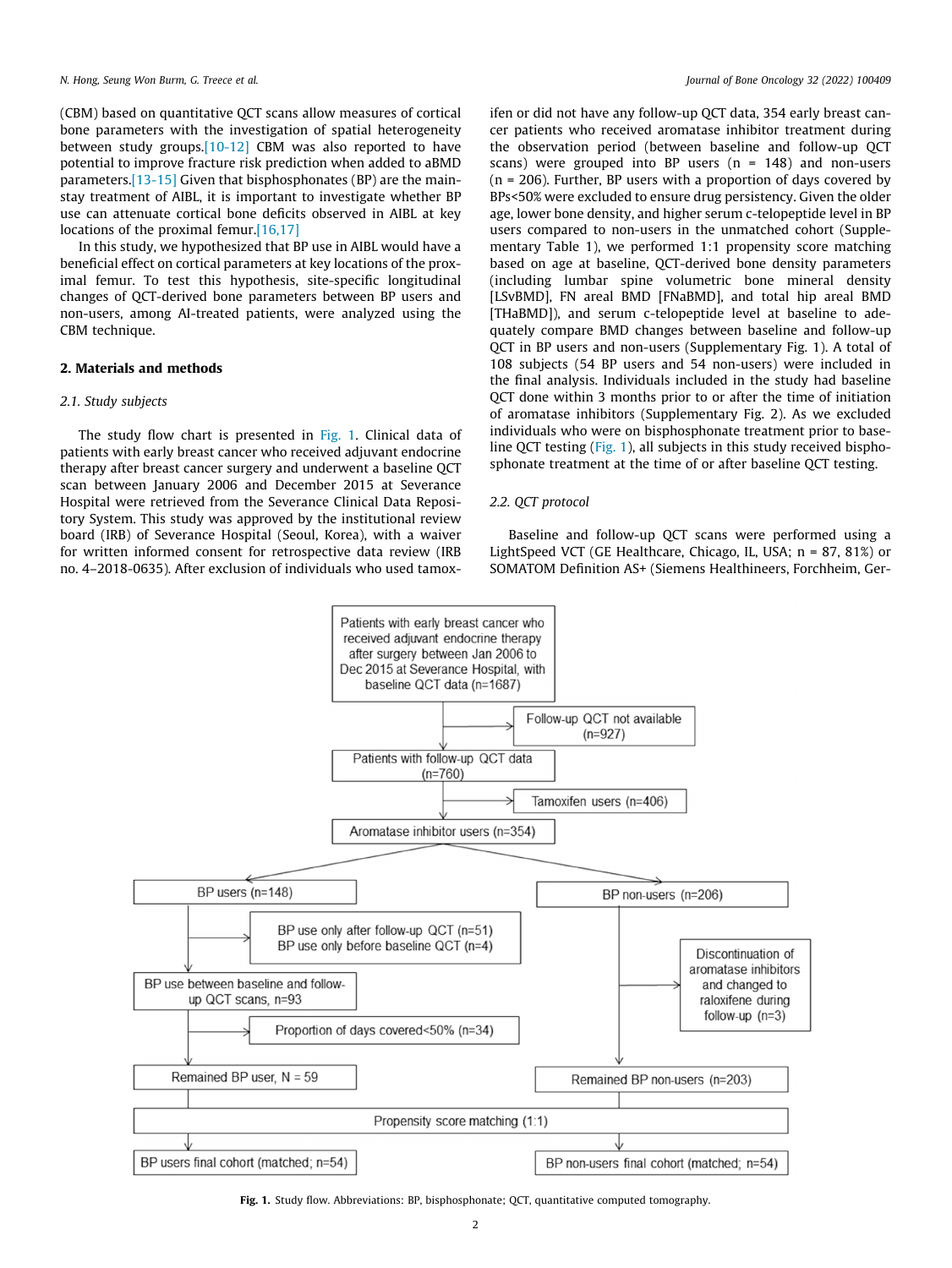(CBM) based on quantitative QCT scans allow measures of cortical bone parameters with the investigation of spatial heterogeneity between study groups.[10-12] CBM was also reported to have potential to improve fracture risk prediction when added to aBMD parameters.[13-15] Given that bisphosphonates (BP) are the mainstay treatment of AIBL, it is important to investigate whether BP use can attenuate cortical bone deficits observed in AIBL at key locations of the proximal femur.[16,17]

In this study, we hypothesized that BP use in AIBL would have a beneficial effect on cortical parameters at key locations of the proximal femur. To test this hypothesis, site-specific longitudinal changes of QCT-derived bone parameters between BP users and non-users, among AI-treated patients, were analyzed using the CBM technique.

## 2. Materials and methods

### 2.1. Study subjects

The study flow chart is presented in Fig. 1. Clinical data of patients with early breast cancer who received adjuvant endocrine therapy after breast cancer surgery and underwent a baseline QCT scan between January 2006 and December 2015 at Severance Hospital were retrieved from the Severance Clinical Data Repository System. This study was approved by the institutional review board (IRB) of Severance Hospital (Seoul, Korea), with a waiver for written informed consent for retrospective data review (IRB no. 4–2018-0635). After exclusion of individuals who used tamoxifen or did not have any follow-up QCT data, 354 early breast cancer patients who received aromatase inhibitor treatment during the observation period (between baseline and follow-up QCT scans) were grouped into BP users (n = 148) and non-users (n = 206). Further, BP users with a proportion of days covered by BPs<50% were excluded to ensure drug persistency. Given the older age, lower bone density, and higher serum c-telopeptide level in BP users compared to non-users in the unmatched cohort (Supplementary Table 1), we performed 1:1 propensity score matching based on age at baseline, QCT-derived bone density parameters (including lumbar spine volumetric bone mineral density [LSvBMD], FN areal BMD [FNaBMD], and total hip areal BMD [THaBMD]), and serum c-telopeptide level at baseline to adequately compare BMD changes between baseline and follow-up QCT in BP users and non-users (Supplementary Fig. 1). A total of 108 subjects (54 BP users and 54 non-users) were included in the final analysis. Individuals included in the study had baseline QCT done within 3 months prior to or after the time of initiation of aromatase inhibitors (Supplementary Fig. 2). As we excluded individuals who were on bisphosphonate treatment prior to baseline QCT testing (Fig. 1), all subjects in this study received bisphosphonate treatment at the time of or after baseline QCT testing.

### 2.2. QCT protocol

Baseline and follow-up QCT scans were performed using a LightSpeed VCT (GE Healthcare, Chicago, IL, USA; n = 87, 81%) or SOMATOM Definition AS+ (Siemens Healthineers, Forchheim, Ger-

Patients with early breast cancer who received adjuvant endocrine therapy after surgery between Jan 2006 to Dec 2015 at Severance Hospital, with baseline QCT data (n=1687)
→ Follow-up QCT not available (n=927)
Patients with follow-up QCT data (n=760)
→ Tamoxifen users (n=406)
Aromatase inhibitor users (n=354)

BP users (n=148)
→ BP use only after follow-up QCT (n=51); BP use only before baseline QCT (n=4)
BP use between baseline and follow-up QCT scans, n=93
→ Proportion of days covered<50% (n=34)
Remained BP user, N = 59

BP non-users (n=206)
→ Discontinuation of aromatase inhibitors and changed to raloxifene during follow-up (n=3)
Remained BP non-users (n=203)

Propensity score matching (1:1)
BP users final cohort (matched; n=54) | BP non-users final cohort (matched; n=54)

**Fig. 1.** Study flow. Abbreviations: BP, bisphosphonate; QCT, quantitative computed tomography.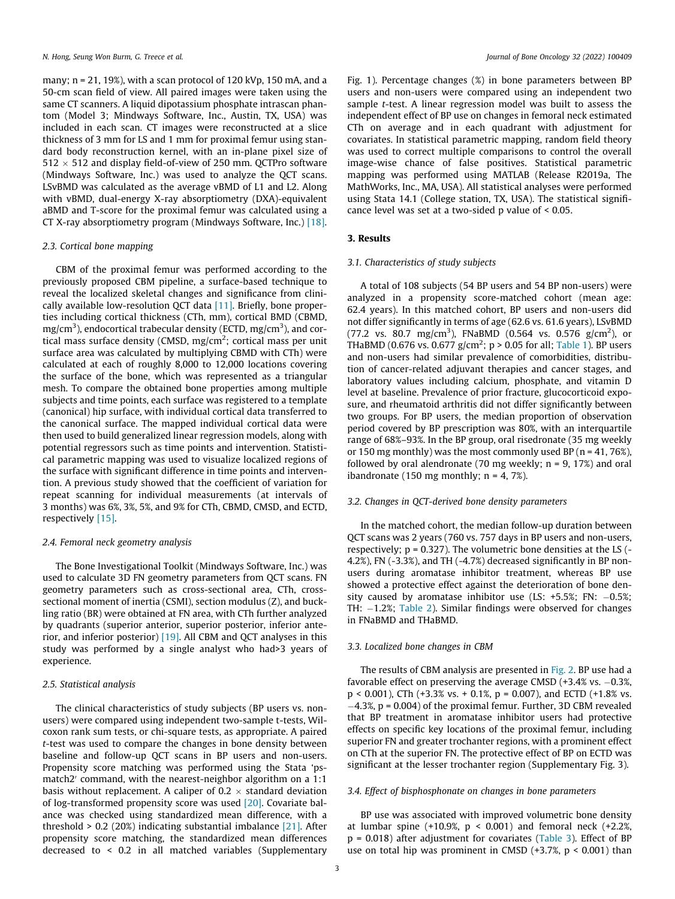many; n = 21, 19%), with a scan protocol of 120 kVp, 150 mA, and a 50-cm scan field of view. All paired images were taken using the same CT scanners. A liquid dipotassium phosphate intrascan phantom (Model 3; Mindways Software, Inc., Austin, TX, USA) was included in each scan. CT images were reconstructed at a slice thickness of 3 mm for LS and 1 mm for proximal femur using standard body reconstruction kernel, with an in-plane pixel size of $512 \times 512$ and display field-of-view of 250 mm. QCTPro software (Mindways Software, Inc.) was used to analyze the QCT scans. LSvBMD was calculated as the average vBMD of L1 and L2. Along with vBMD, dual-energy X-ray absorptiometry (DXA)-equivalent aBMD and T-score for the proximal femur was calculated using a CT X-ray absorptiometry program (Mindways Software, Inc.) [18].

### 2.3. Cortical bone mapping

CBM of the proximal femur was performed according to the previously proposed CBM pipeline, a surface-based technique to reveal the localized skeletal changes and significance from clinically available low-resolution QCT data [11]. Briefly, bone properties including cortical thickness (CTh, mm), cortical BMD (CBMD, mg/cm$^3$), endocortical trabecular density (ECTD, mg/cm$^3$), and cortical mass surface density (CMSD, mg/cm$^2$; cortical mass per unit surface area was calculated by multiplying CBMD with CTh) were calculated at each of roughly 8,000 to 12,000 locations covering the surface of the bone, which was represented as a triangular mesh. To compare the obtained bone properties among multiple subjects and time points, each surface was registered to a template (canonical) hip surface, with individual cortical data transferred to the canonical surface. The mapped individual cortical data were then used to build generalized linear regression models, along with potential regressors such as time points and intervention. Statistical parametric mapping was used to visualize localized regions of the surface with significant difference in time points and intervention. A previous study showed that the coefficient of variation for repeat scanning for individual measurements (at intervals of 3 months) was 6%, 3%, 5%, and 9% for CTh, CBMD, CMSD, and ECTD, respectively [15].

### 2.4. Femoral neck geometry analysis

The Bone Investigational Toolkit (Mindways Software, Inc.) was used to calculate 3D FN geometry parameters from QCT scans. FN geometry parameters such as cross-sectional area, CTh, cross-sectional moment of inertia (CSMI), section modulus (Z), and buckling ratio (BR) were obtained at FN area, with CTh further analyzed by quadrants (superior anterior, superior posterior, inferior anterior, and inferior posterior) [19]. All CBM and QCT analyses in this study was performed by a single analyst who had>3 years of experience.

### 2.5. Statistical analysis

The clinical characteristics of study subjects (BP users vs. non-users) were compared using independent two-sample t-tests, Wilcoxon rank sum tests, or chi-square tests, as appropriate. A paired *t*-test was used to compare the changes in bone density between baseline and follow-up QCT scans in BP users and non-users. Propensity score matching was performed using the Stata 'psmatch2′ command, with the nearest-neighbor algorithm on a 1:1 basis without replacement. A caliper of $0.2 \times$ standard deviation of log-transformed propensity score was used [20]. Covariate balance was checked using standardized mean difference, with a threshold > 0.2 (20%) indicating substantial imbalance [21]. After propensity score matching, the standardized mean differences decreased to < 0.2 in all matched variables (Supplementary Fig. 1). Percentage changes (%) in bone parameters between BP users and non-users were compared using an independent two sample *t*-test. A linear regression model was built to assess the independent effect of BP use on changes in femoral neck estimated CTh on average and in each quadrant with adjustment for covariates. In statistical parametric mapping, random field theory was used to correct multiple comparisons to control the overall image-wise chance of false positives. Statistical parametric mapping was performed using MATLAB (Release R2019a, The MathWorks, Inc., MA, USA). All statistical analyses were performed using Stata 14.1 (College station, TX, USA). The statistical significance level was set at a two-sided p value of < 0.05.

## 3. Results

### 3.1. Characteristics of study subjects

A total of 108 subjects (54 BP users and 54 BP non-users) were analyzed in a propensity score-matched cohort (mean age: 62.4 years). In this matched cohort, BP users and non-users did not differ significantly in terms of age (62.6 vs. 61.6 years), LSvBMD (77.2 vs. 80.7 mg/cm$^3$), FNaBMD (0.564 vs. 0.576 g/cm$^2$), or THaBMD (0.676 vs. 0.677 g/cm$^2$; p > 0.05 for all; Table 1). BP users and non-users had similar prevalence of comorbidities, distribution of cancer-related adjuvant therapies and cancer stages, and laboratory values including calcium, phosphate, and vitamin D level at baseline. Prevalence of prior fracture, glucocorticoid exposure, and rheumatoid arthritis did not differ significantly between two groups. For BP users, the median proportion of observation period covered by BP prescription was 80%, with an interquartile range of 68%–93%. In the BP group, oral risedronate (35 mg weekly or 150 mg monthly) was the most commonly used BP (n = 41, 76%), followed by oral alendronate (70 mg weekly; n = 9, 17%) and oral ibandronate (150 mg monthly; n = 4, 7%).

### 3.2. Changes in QCT-derived bone density parameters

In the matched cohort, the median follow-up duration between QCT scans was 2 years (760 vs. 757 days in BP users and non-users, respectively; p = 0.327). The volumetric bone densities at the LS (-4.2%), FN (-3.3%), and TH (-4.7%) decreased significantly in BP non-users during aromatase inhibitor treatment, whereas BP use showed a protective effect against the deterioration of bone density caused by aromatase inhibitor use (LS: +5.5%; FN: −0.5%; TH: −1.2%; Table 2). Similar findings were observed for changes in FNaBMD and THaBMD.

### 3.3. Localized bone changes in CBM

The results of CBM analysis are presented in Fig. 2. BP use had a favorable effect on preserving the average CMSD (+3.4% vs. −0.3%, p < 0.001), CTh (+3.3% vs. + 0.1%, p = 0.007), and ECTD (+1.8% vs. −4.3%, p = 0.004) of the proximal femur. Further, 3D CBM revealed that BP treatment in aromatase inhibitor users had protective effects on specific key locations of the proximal femur, including superior FN and greater trochanter regions, with a prominent effect on CTh at the superior FN. The protective effect of BP on ECTD was significant at the lesser trochanter region (Supplementary Fig. 3).

### 3.4. Effect of bisphosphonate on changes in bone parameters

BP use was associated with improved volumetric bone density at lumbar spine (+10.9%, p < 0.001) and femoral neck (+2.2%, p = 0.018) after adjustment for covariates (Table 3). Effect of BP use on total hip was prominent in CMSD (+3.7%, p < 0.001) than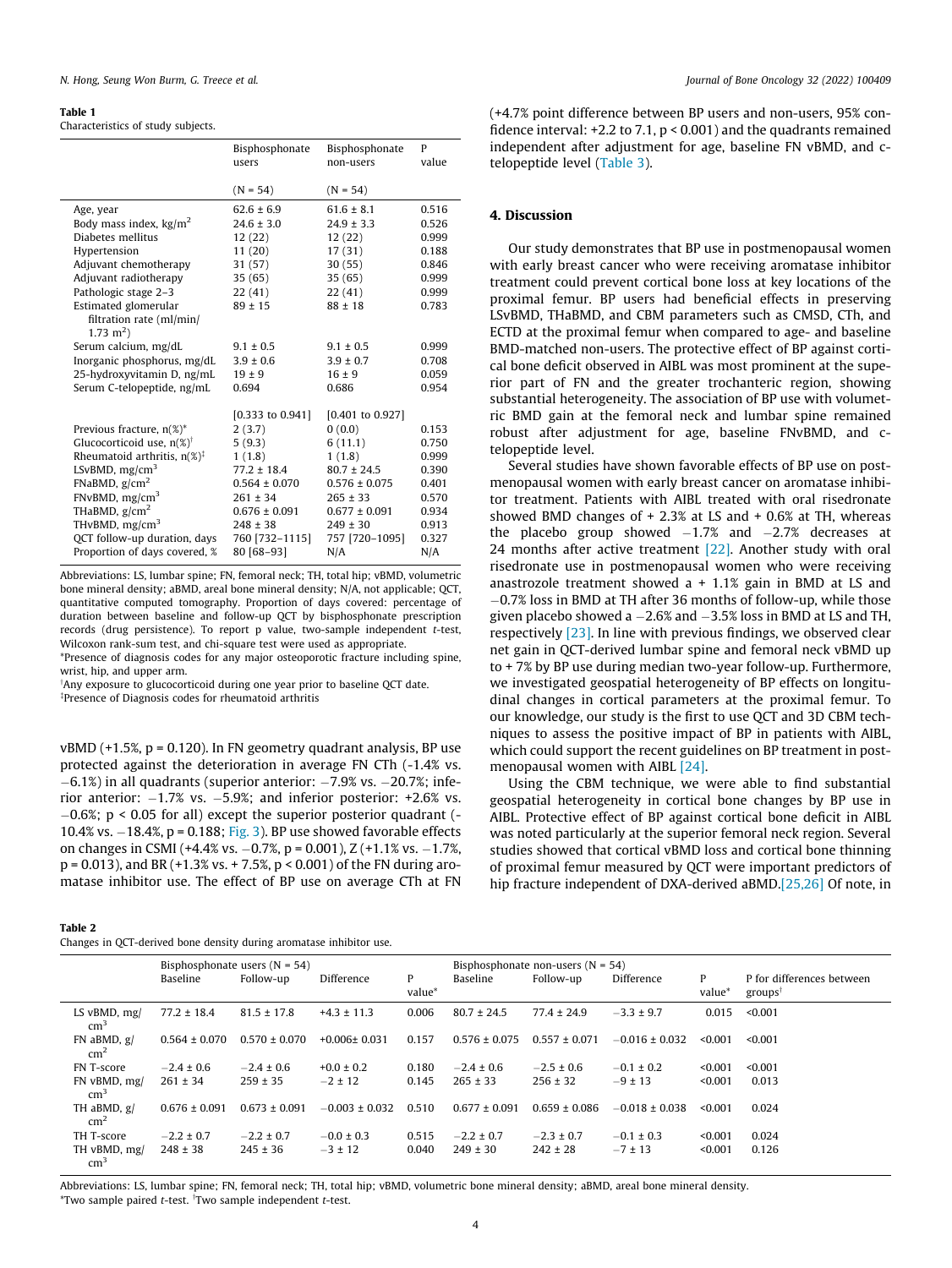**Table 1**
Characteristics of study subjects.

| | Bisphosphonate users | Bisphosphonate non-users | P value |
|---|---|---|---|
| | (N = 54) | (N = 54) | |
| Age, year | 62.6 ± 6.9 | 61.6 ± 8.1 | 0.516 |
| Body mass index, kg/m$^2$ | 24.6 ± 3.0 | 24.9 ± 3.3 | 0.526 |
| Diabetes mellitus | 12 (22) | 12 (22) | 0.999 |
| Hypertension | 11 (20) | 17 (31) | 0.188 |
| Adjuvant chemotherapy | 31 (57) | 30 (55) | 0.846 |
| Adjuvant radiotherapy | 35 (65) | 35 (65) | 0.999 |
| Pathologic stage 2–3 | 22 (41) | 22 (41) | 0.999 |
| Estimated glomerular filtration rate (ml/min/ 1.73 m$^2$) | 89 ± 15 | 88 ± 18 | 0.783 |
| Serum calcium, mg/dL | 9.1 ± 0.5 | 9.1 ± 0.5 | 0.999 |
| Inorganic phosphorus, mg/dL | 3.9 ± 0.6 | 3.9 ± 0.7 | 0.708 |
| 25-hydroxyvitamin D, ng/mL | 19 ± 9 | 16 ± 9 | 0.059 |
| Serum C-telopeptide, ng/mL | 0.694 [0.333 to 0.941] | 0.686 [0.401 to 0.927] | 0.954 |
| Previous fracture, n(%)* | 2 (3.7) | 0 (0.0) | 0.153 |
| Glucocorticoid use, n(%)† | 5 (9.3) | 6 (11.1) | 0.750 |
| Rheumatoid arthritis, n(%)‡ | 1 (1.8) | 1 (1.8) | 0.999 |
| LSvBMD, mg/cm$^3$ | 77.2 ± 18.4 | 80.7 ± 24.5 | 0.390 |
| FNaBMD, g/cm$^2$ | 0.564 ± 0.070 | 0.576 ± 0.075 | 0.401 |
| FNvBMD, mg/cm$^3$ | 261 ± 34 | 265 ± 33 | 0.570 |
| THaBMD, g/cm$^2$ | 0.676 ± 0.091 | 0.677 ± 0.091 | 0.934 |
| THvBMD, mg/cm$^3$ | 248 ± 38 | 249 ± 30 | 0.913 |
| QCT follow-up duration, days | 760 [732–1115] | 757 [720–1095] | 0.327 |
| Proportion of days covered, % | 80 [68–93] | N/A | N/A |

Abbreviations: LS, lumbar spine; FN, femoral neck; TH, total hip; vBMD, volumetric bone mineral density; aBMD, areal bone mineral density; N/A, not applicable; QCT, quantitative computed tomography. Proportion of days covered: percentage of duration between baseline and follow-up QCT by bisphosphonate prescription records (drug persistence). To report p value, two-sample independent t-test, Wilcoxon rank-sum test, and chi-square test were used as appropriate.
*Presence of diagnosis codes for any major osteoporotic fracture including spine, wrist, hip, and upper arm.
†Any exposure to glucocorticoid during one year prior to baseline QCT date.
‡Presence of Diagnosis codes for rheumatoid arthritis

vBMD (+1.5%, p = 0.120). In FN geometry quadrant analysis, BP use protected against the deterioration in average FN CTh (-1.4% vs. −6.1%) in all quadrants (superior anterior: −7.9% vs. −20.7%; inferior anterior: −1.7% vs. −5.9%; and inferior posterior: +2.6% vs. −0.6%; p < 0.05 for all) except the superior posterior quadrant (-10.4% vs. −18.4%, p = 0.188; Fig. 3). BP use showed favorable effects on changes in CSMI (+4.4% vs. −0.7%, p = 0.001), Z (+1.1% vs. −1.7%, p = 0.013), and BR (+1.3% vs. + 7.5%, p < 0.001) of the FN during aromatase inhibitor use. The effect of BP use on average CTh at FN (+4.7% point difference between BP users and non-users, 95% confidence interval: +2.2 to 7.1, p < 0.001) and the quadrants remained independent after adjustment for age, baseline FN vBMD, and c-telopeptide level (Table 3).

## 4. Discussion

Our study demonstrates that BP use in postmenopausal women with early breast cancer who were receiving aromatase inhibitor treatment could prevent cortical bone loss at key locations of the proximal femur. BP users had beneficial effects in preserving LSvBMD, THaBMD, and CBM parameters such as CMSD, CTh, and ECTD at the proximal femur when compared to age- and baseline BMD-matched non-users. The protective effect of BP against cortical bone deficit observed in AIBL was most prominent at the superior part of FN and the greater trochanteric region, showing substantial heterogeneity. The association of BP use with volumetric BMD gain at the femoral neck and lumbar spine remained robust after adjustment for age, baseline FNvBMD, and c-telopeptide level.

Several studies have shown favorable effects of BP use on postmenopausal women with early breast cancer on aromatase inhibitor treatment. Patients with AIBL treated with oral risedronate showed BMD changes of + 2.3% at LS and + 0.6% at TH, whereas the placebo group showed −1.7% and −2.7% decreases at 24 months after active treatment [22]. Another study with oral risedronate use in postmenopausal women who were receiving anastrozole treatment showed a + 1.1% gain in BMD at LS and −0.7% loss in BMD at TH after 36 months of follow-up, while those given placebo showed a −2.6% and −3.5% loss in BMD at LS and TH, respectively [23]. In line with previous findings, we observed clear net gain in QCT-derived lumbar spine and femoral neck vBMD up to + 7% by BP use during median two-year follow-up. Furthermore, we investigated geospatial heterogeneity of BP effects on longitudinal changes in cortical parameters at the proximal femur. To our knowledge, our study is the first to use QCT and 3D CBM techniques to assess the positive impact of BP in patients with AIBL, which could support the recent guidelines on BP treatment in postmenopausal women with AIBL [24].

Using the CBM technique, we were able to find substantial geospatial heterogeneity in cortical bone changes by BP use in AIBL. Protective effect of BP against cortical bone deficit in AIBL was noted particularly at the superior femoral neck region. Several studies showed that cortical vBMD loss and cortical bone thinning of proximal femur measured by QCT were important predictors of hip fracture independent of DXA-derived aBMD.[25,26] Of note, in

**Table 2**
Changes in QCT-derived bone density during aromatase inhibitor use.

| | Bisphosphonate users (N = 54) | | | | Bisphosphonate non-users (N = 54) | | | | |
|---|---|---|---|---|---|---|---|---|---|
| | Baseline | Follow-up | Difference | P value* | Baseline | Follow-up | Difference | P value* | P for differences between groups† |
| LS vBMD, mg/cm$^3$ | 77.2 ± 18.4 | 81.5 ± 17.8 | +4.3 ± 11.3 | 0.006 | 80.7 ± 24.5 | 77.4 ± 24.9 | −3.3 ± 9.7 | 0.015 | <0.001 |
| FN aBMD, g/cm$^2$ | 0.564 ± 0.070 | 0.570 ± 0.070 | +0.006± 0.031 | 0.157 | 0.576 ± 0.075 | 0.557 ± 0.071 | −0.016 ± 0.032 | <0.001 | <0.001 |
| FN T-score | −2.4 ± 0.6 | −2.4 ± 0.6 | +0.0 ± 0.2 | 0.180 | −2.4 ± 0.6 | −2.5 ± 0.6 | −0.1 ± 0.2 | <0.001 | <0.001 |
| FN vBMD, mg/cm$^3$ | 261 ± 34 | 259 ± 35 | −2 ± 12 | 0.145 | 265 ± 33 | 256 ± 32 | −9 ± 13 | <0.001 | 0.013 |
| TH aBMD, g/cm$^2$ | 0.676 ± 0.091 | 0.673 ± 0.091 | −0.003 ± 0.032 | 0.510 | 0.677 ± 0.091 | 0.659 ± 0.086 | −0.018 ± 0.038 | <0.001 | 0.024 |
| TH T-score | −2.2 ± 0.7 | −2.2 ± 0.7 | −0.0 ± 0.3 | 0.515 | −2.2 ± 0.7 | −2.3 ± 0.7 | −0.1 ± 0.3 | <0.001 | 0.024 |
| TH vBMD, mg/cm$^3$ | 248 ± 38 | 245 ± 36 | −3 ± 12 | 0.040 | 249 ± 30 | 242 ± 28 | −7 ± 13 | <0.001 | 0.126 |

Abbreviations: LS, lumbar spine; FN, femoral neck; TH, total hip; vBMD, volumetric bone mineral density; aBMD, areal bone mineral density.
*Two sample paired t-test. †Two sample independent t-test.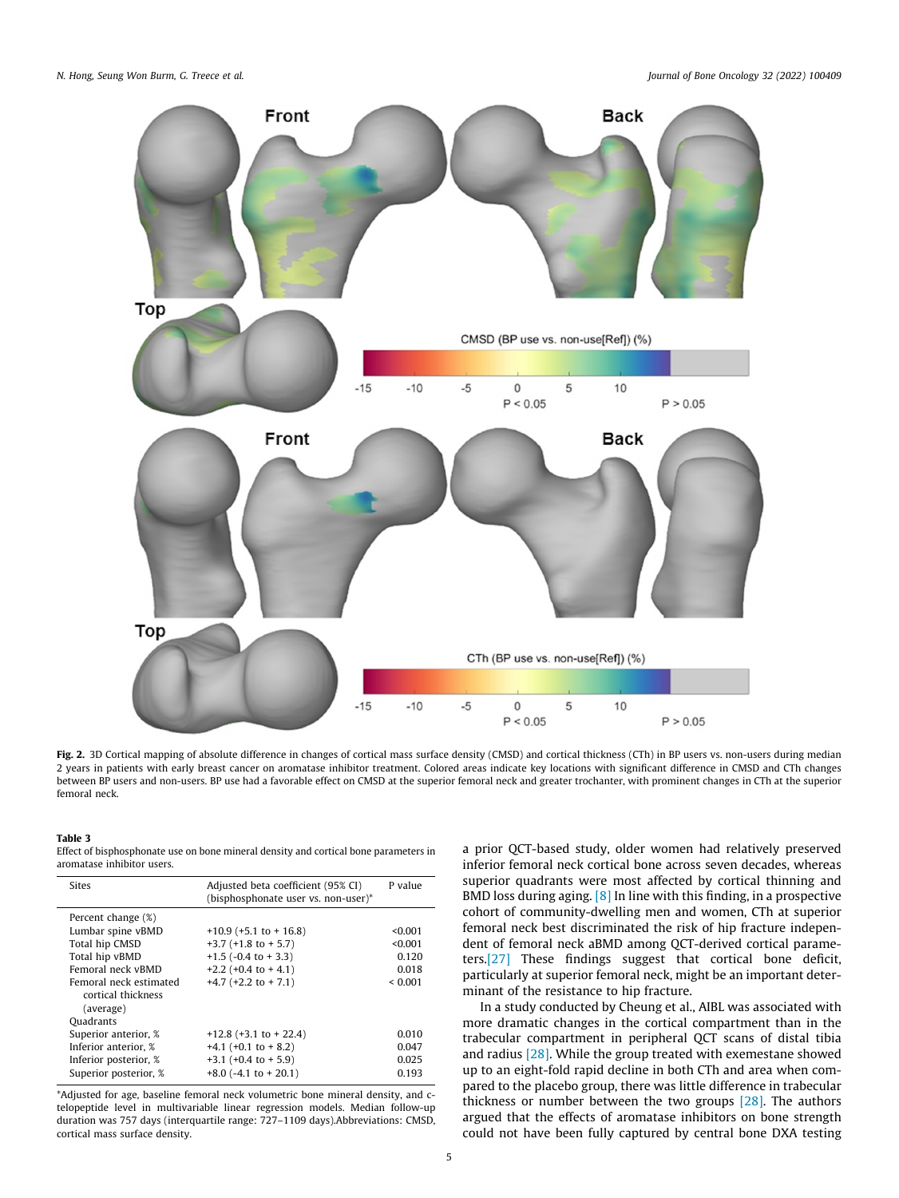Fig. 2. 3D Cortical mapping of absolute difference in changes of cortical mass surface density (CMSD) and cortical thickness (CTh) in BP users vs. non-users during median 2 years in patients with early breast cancer on aromatase inhibitor treatment. Colored areas indicate key locations with significant difference in CMSD and CTh changes between BP users and non-users. BP use had a favorable effect on CMSD at the superior femoral neck and greater trochanter, with prominent changes in CTh at the superior femoral neck.

**Table 3**
Effect of bisphosphonate use on bone mineral density and cortical bone parameters in aromatase inhibitor users.

| Sites | Adjusted beta coefficient (95% CI) (bisphosphonate user vs. non-user)* | P value |
|---|---|---|
| Percent change (%) | | |
| Lumbar spine vBMD | +10.9 (+5.1 to + 16.8) | <0.001 |
| Total hip CMSD | +3.7 (+1.8 to + 5.7) | <0.001 |
| Total hip vBMD | +1.5 (-0.4 to + 3.3) | 0.120 |
| Femoral neck vBMD | +2.2 (+0.4 to + 4.1) | 0.018 |
| Femoral neck estimated cortical thickness (average) | +4.7 (+2.2 to + 7.1) | < 0.001 |
| Quadrants | | |
| Superior anterior, % | +12.8 (+3.1 to + 22.4) | 0.010 |
| Inferior anterior, % | +4.1 (+0.1 to + 8.2) | 0.047 |
| Inferior posterior, % | +3.1 (+0.4 to + 5.9) | 0.025 |
| Superior posterior, % | +8.0 (-4.1 to + 20.1) | 0.193 |

*Adjusted for age, baseline femoral neck volumetric bone mineral density, and c-telopeptide level in multivariable linear regression models. Median follow-up duration was 757 days (interquartile range: 727–1109 days).Abbreviations: CMSD, cortical mass surface density.

a prior QCT-based study, older women had relatively preserved inferior femoral neck cortical bone across seven decades, whereas superior quadrants were most affected by cortical thinning and BMD loss during aging. [8] In line with this finding, in a prospective cohort of community-dwelling men and women, CTh at superior femoral neck best discriminated the risk of hip fracture independent of femoral neck aBMD among QCT-derived cortical parameters.[27] These findings suggest that cortical bone deficit, particularly at superior femoral neck, might be an important determinant of the resistance to hip fracture.

In a study conducted by Cheung et al., AIBL was associated with more dramatic changes in the cortical compartment than in the trabecular compartment in peripheral QCT scans of distal tibia and radius [28]. While the group treated with exemestane showed up to an eight-fold rapid decline in both CTh and area when compared to the placebo group, there was little difference in trabecular thickness or number between the two groups [28]. The authors argued that the effects of aromatase inhibitors on bone strength could not have been fully captured by central bone DXA testing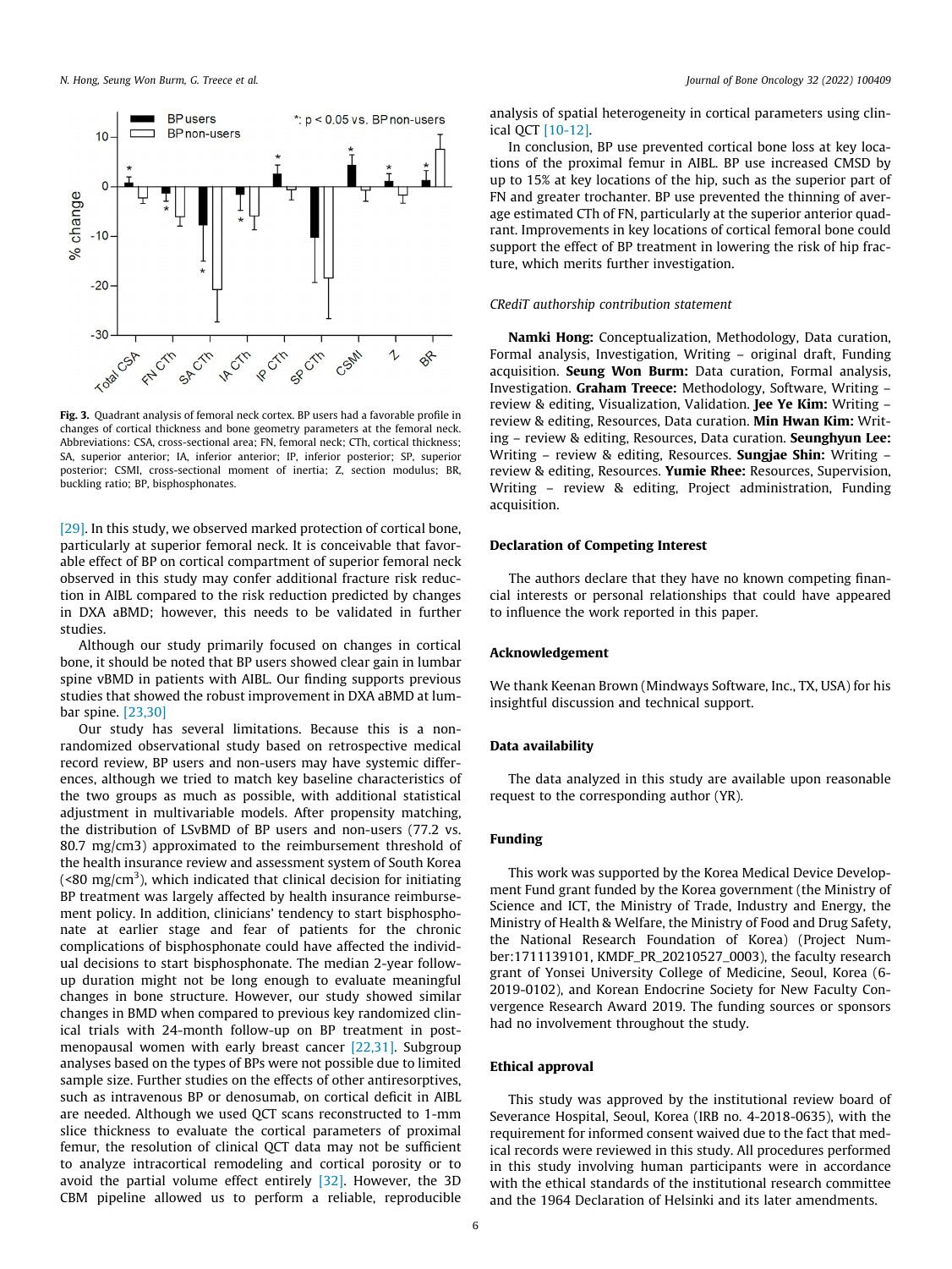Fig. 3. Quadrant analysis of femoral neck cortex. BP users had a favorable profile in changes of cortical thickness and bone geometry parameters at the femoral neck. Abbreviations: CSA, cross-sectional area; FN, femoral neck; CTh, cortical thickness; SA, superior anterior; IA, inferior anterior; IP, inferior posterior; SP, superior posterior; CSMI, cross-sectional moment of inertia; Z, section modulus; BR, buckling ratio; BP, bisphosphonates.

[29]. In this study, we observed marked protection of cortical bone, particularly at superior femoral neck. It is conceivable that favorable effect of BP on cortical compartment of superior femoral neck observed in this study may confer additional fracture risk reduction in AIBL compared to the risk reduction predicted by changes in DXA aBMD; however, this needs to be validated in further studies.

Although our study primarily focused on changes in cortical bone, it should be noted that BP users showed clear gain in lumbar spine vBMD in patients with AIBL. Our finding supports previous studies that showed the robust improvement in DXA aBMD at lumbar spine. [23,30]

Our study has several limitations. Because this is a non-randomized observational study based on retrospective medical record review, BP users and non-users may have systemic differences, although we tried to match key baseline characteristics of the two groups as much as possible, with additional statistical adjustment in multivariable models. After propensity matching, the distribution of LSvBMD of BP users and non-users (77.2 vs. 80.7 mg/cm3) approximated to the reimbursement threshold of the health insurance review and assessment system of South Korea (<80 mg/cm$^3$), which indicated that clinical decision for initiating BP treatment was largely affected by health insurance reimbursement policy. In addition, clinicians' tendency to start bisphosphonate at earlier stage and fear of patients for the chronic complications of bisphosphonate could have affected the individual decisions to start bisphosphonate. The median 2-year follow-up duration might not be long enough to evaluate meaningful changes in bone structure. However, our study showed similar changes in BMD when compared to previous key randomized clinical trials with 24-month follow-up on BP treatment in postmenopausal women with early breast cancer [22,31]. Subgroup analyses based on the types of BPs were not possible due to limited sample size. Further studies on the effects of other antiresorptives, such as intravenous BP or denosumab, on cortical deficit in AIBL are needed. Although we used QCT scans reconstructed to 1-mm slice thickness to evaluate the cortical parameters of proximal femur, the resolution of clinical QCT data may not be sufficient to analyze intracortical remodeling and cortical porosity or to avoid the partial volume effect entirely [32]. However, the 3D CBM pipeline allowed us to perform a reliable, reproducible analysis of spatial heterogeneity in cortical parameters using clinical QCT [10-12].

In conclusion, BP use prevented cortical bone loss at key locations of the proximal femur in AIBL. BP use increased CMSD by up to 15% at key locations of the hip, such as the superior part of FN and greater trochanter. BP use prevented the thinning of average estimated CTh of FN, particularly at the superior anterior quadrant. Improvements in key locations of cortical femoral bone could support the effect of BP treatment in lowering the risk of hip fracture, which merits further investigation.

*CRediT authorship contribution statement*

**Namki Hong:** Conceptualization, Methodology, Data curation, Formal analysis, Investigation, Writing – original draft, Funding acquisition. **Seung Won Burm:** Data curation, Formal analysis, Investigation. **Graham Treece:** Methodology, Software, Writing – review & editing, Visualization, Validation. **Jee Ye Kim:** Writing – review & editing, Resources, Data curation. **Min Hwan Kim:** Writing – review & editing, Resources, Data curation. **Seunghyun Lee:** Writing – review & editing, Resources. **Sungjae Shin:** Writing – review & editing, Resources. **Yumie Rhee:** Resources, Supervision, Writing – review & editing, Project administration, Funding acquisition.

## Declaration of Competing Interest

The authors declare that they have no known competing financial interests or personal relationships that could have appeared to influence the work reported in this paper.

## Acknowledgement

We thank Keenan Brown (Mindways Software, Inc., TX, USA) for his insightful discussion and technical support.

## Data availability

The data analyzed in this study are available upon reasonable request to the corresponding author (YR).

## Funding

This work was supported by the Korea Medical Device Development Fund grant funded by the Korea government (the Ministry of Science and ICT, the Ministry of Trade, Industry and Energy, the Ministry of Health & Welfare, the Ministry of Food and Drug Safety, the National Research Foundation of Korea) (Project Number:1711139101, KMDF_PR_20210527_0003), the faculty research grant of Yonsei University College of Medicine, Seoul, Korea (6-2019-0102), and Korean Endocrine Society for New Faculty Convergence Research Award 2019. The funding sources or sponsors had no involvement throughout the study.

## Ethical approval

This study was approved by the institutional review board of Severance Hospital, Seoul, Korea (IRB no. 4-2018-0635), with the requirement for informed consent waived due to the fact that medical records were reviewed in this study. All procedures performed in this study involving human participants were in accordance with the ethical standards of the institutional research committee and the 1964 Declaration of Helsinki and its later amendments.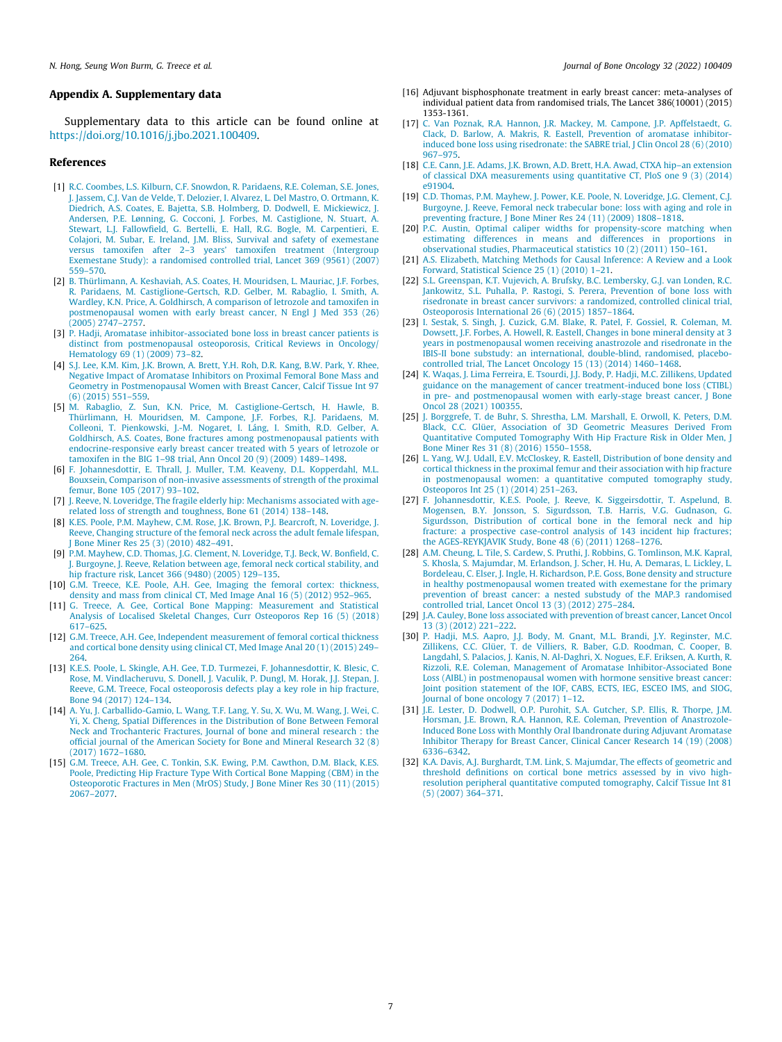## Appendix A. Supplementary data

Supplementary data to this article can be found online at https://doi.org/10.1016/j.jbo.2021.100409.

## References

[1] R.C. Coombes, L.S. Kilburn, C.F. Snowdon, R. Paridaens, R.E. Coleman, S.E. Jones, J. Jassem, C.J. Van de Velde, T. Delozier, I. Alvarez, L. Del Mastro, O. Ortmann, K. Diedrich, A.S. Coates, E. Bajetta, S.B. Holmberg, D. Dodwell, E. Mickiewicz, J. Andersen, P.E. Lønning, G. Cocconi, J. Forbes, M. Castiglione, N. Stuart, A. Stewart, L.J. Fallowfield, G. Bertelli, E. Hall, R.G. Bogle, M. Carpentieri, E. Colajori, M. Subar, E. Ireland, J.M. Bliss, Survival and safety of exemestane versus tamoxifen after 2–3 years' tamoxifen treatment (Intergroup Exemestane Study): a randomised controlled trial, Lancet 369 (9561) (2007) 559–570.

[2] B. Thürlimann, A. Keshaviah, A.S. Coates, H. Mouridsen, L. Mauriac, J.F. Forbes, R. Paridaens, M. Castiglione-Gertsch, R.D. Gelber, M. Rabaglio, I. Smith, A. Wardley, K.N. Price, A. Goldhirsch, A comparison of letrozole and tamoxifen in postmenopausal women with early breast cancer, N Engl J Med 353 (26) (2005) 2747–2757.

[3] P. Hadji, Aromatase inhibitor-associated bone loss in breast cancer patients is distinct from postmenopausal osteoporosis, Critical Reviews in Oncology/Hematology 69 (1) (2009) 73–82.

[4] S.J. Lee, K.M. Kim, J.K. Brown, A. Brett, Y.H. Roh, D.R. Kang, B.W. Park, Y. Rhee, Negative Impact of Aromatase Inhibitors on Proximal Femoral Bone Mass and Geometry in Postmenopausal Women with Breast Cancer, Calcif Tissue Int 97 (6) (2015) 551–559.

[5] M. Rabaglio, Z. Sun, K.N. Price, M. Castiglione-Gertsch, H. Hawle, B. Thürlimann, H. Mouridsen, M. Campone, J.F. Forbes, R.J. Paridaens, M. Colleoni, T. Pienkowski, J.-M. Nogaret, I. Láng, I. Smith, R.D. Gelber, A. Goldhirsch, A.S. Coates, Bone fractures among postmenopausal patients with endocrine-responsive early breast cancer treated with 5 years of letrozole or tamoxifen in the BIG 1–98 trial, Ann Oncol 20 (9) (2009) 1489–1498.

[6] F. Johannesdottir, E. Thrall, J. Muller, T.M. Keaveny, D.L. Kopperdahl, M.L. Bouxsein, Comparison of non-invasive assessments of strength of the proximal femur, Bone 105 (2017) 93–102.

[7] J. Reeve, N. Loveridge, The fragile elderly hip: Mechanisms associated with age-related loss of strength and toughness, Bone 61 (2014) 138–148.

[8] K.ES. Poole, P.M. Mayhew, C.M. Rose, J.K. Brown, P.J. Bearcroft, N. Loveridge, J. Reeve, Changing structure of the femoral neck across the adult female lifespan, J Bone Miner Res 25 (3) (2010) 482–491.

[9] P.M. Mayhew, C.D. Thomas, J.G. Clement, N. Loveridge, T.J. Beck, W. Bonfield, C. J. Burgoyne, J. Reeve, Relation between age, femoral neck cortical stability, and hip fracture risk, Lancet 366 (9480) (2005) 129–135.

[10] G.M. Treece, K.E. Poole, A.H. Gee, Imaging the femoral cortex: thickness, density and mass from clinical CT, Med Image Anal 16 (5) (2012) 952–965.

[11] G. Treece, A. Gee, Cortical Bone Mapping: Measurement and Statistical Analysis of Localised Skeletal Changes, Curr Osteoporos Rep 16 (5) (2018) 617–625.

[12] G.M. Treece, A.H. Gee, Independent measurement of femoral cortical thickness and cortical bone density using clinical CT, Med Image Anal 20 (1) (2015) 249–264.

[13] K.E.S. Poole, L. Skingle, A.H. Gee, T.D. Turmezei, F. Johannesdottir, K. Blesic, C. Rose, M. Vindlacheruvu, S. Donell, J. Vaculik, P. Dungl, M. Horak, J.J. Stepan, J. Reeve, G.M. Treece, Focal osteoporosis defects play a key role in hip fracture, Bone 94 (2017) 124–134.

[14] A. Yu, J. Carballido-Gamio, L. Wang, T.F. Lang, Y. Su, X. Wu, M. Wang, J. Wei, C. Yi, X. Cheng, Spatial Differences in the Distribution of Bone Between Femoral Neck and Trochanteric Fractures, Journal of bone and mineral research : the official journal of the American Society for Bone and Mineral Research 32 (8) (2017) 1672–1680.

[15] G.M. Treece, A.H. Gee, C. Tonkin, S.K. Ewing, P.M. Cawthon, D.M. Black, K.ES. Poole, Predicting Hip Fracture Type With Cortical Bone Mapping (CBM) in the Osteoporotic Fractures in Men (MrOS) Study, J Bone Miner Res 30 (11) (2015) 2067–2077.

[16] Adjuvant bisphosphonate treatment in early breast cancer: meta-analyses of individual patient data from randomised trials, The Lancet 386(10001) (2015) 1353-1361.

[17] C. Van Poznak, R.A. Hannon, J.R. Mackey, M. Campone, J.P. Apffelstaedt, G. Clack, D. Barlow, A. Makris, R. Eastell, Prevention of aromatase inhibitor-induced bone loss using risedronate: the SABRE trial, J Clin Oncol 28 (6) (2010) 967–975.

[18] C.E. Cann, J.E. Adams, J.K. Brown, A.D. Brett, H.A. Awad, CTXA hip–an extension of classical DXA measurements using quantitative CT, PloS one 9 (3) (2014) e91904.

[19] C.D. Thomas, P.M. Mayhew, J. Power, K.E. Poole, N. Loveridge, J.G. Clement, C.J. Burgoyne, J. Reeve, Femoral neck trabecular bone: loss with aging and role in preventing fracture, J Bone Miner Res 24 (11) (2009) 1808–1818.

[20] P.C. Austin, Optimal caliper widths for propensity-score matching when estimating differences in means and differences in proportions in observational studies, Pharmaceutical statistics 10 (2) (2011) 150–161.

[21] A.S. Elizabeth, Matching Methods for Causal Inference: A Review and a Look Forward, Statistical Science 25 (1) (2010) 1–21.

[22] S.L. Greenspan, K.T. Vujevich, A. Brufsky, B.C. Lembersky, G.J. van Londen, R.C. Jankowitz, S.L. Puhalla, P. Rastogi, S. Perera, Prevention of bone loss with risedronate in breast cancer survivors: a randomized, controlled clinical trial, Osteoporosis International 26 (6) (2015) 1857–1864.

[23] I. Sestak, S. Singh, J. Cuzick, G.M. Blake, R. Patel, F. Gossiel, R. Coleman, M. Dowsett, J.F. Forbes, A. Howell, R. Eastell, Changes in bone mineral density at 3 years in postmenopausal women receiving anastrozole and risedronate in the IBIS-II bone substudy: an international, double-blind, randomised, placebo-controlled trial, The Lancet Oncology 15 (13) (2014) 1460–1468.

[24] K. Waqas, J. Lima Ferreira, E. Tsourdi, J.J. Body, P. Hadji, M.C. Zillikens, Updated guidance on the management of cancer treatment-induced bone loss (CTIBL) in pre- and postmenopausal women with early-stage breast cancer, J Bone Oncol 28 (2021) 100355.

[25] J. Borggrefe, T. de Buhr, S. Shrestha, L.M. Marshall, E. Orwoll, K. Peters, D.M. Black, C.C. Glüer, Association of 3D Geometric Measures Derived From Quantitative Computed Tomography With Hip Fracture Risk in Older Men, J Bone Miner Res 31 (8) (2016) 1550–1558.

[26] L. Yang, W.J. Udall, E.V. McCloskey, R. Eastell, Distribution of bone density and cortical thickness in the proximal femur and their association with hip fracture in postmenopausal women: a quantitative computed tomography study, Osteoporos Int 25 (1) (2014) 251–263.

[27] F. Johannesdottir, K.E.S. Poole, J. Reeve, K. Siggeirsdottir, T. Aspelund, B. Mogensen, B.Y. Jonsson, S. Sigurdsson, T.B. Harris, V.G. Gudnason, G. Sigurdsson, Distribution of cortical bone in the femoral neck and hip fracture: a prospective case-control analysis of 143 incident hip fractures; the AGES-REYKJAVIK Study, Bone 48 (6) (2011) 1268–1276.

[28] A.M. Cheung, L. Tile, S. Cardew, S. Pruthi, J. Robbins, G. Tomlinson, M.K. Kapral, S. Khosla, S. Majumdar, M. Erlandson, J. Scher, H. Hu, A. Demaras, L. Lickley, L. Bordeleau, C. Elser, J. Ingle, H. Richardson, P.E. Goss, Bone density and structure in healthy postmenopausal women treated with exemestane for the primary prevention of breast cancer: a nested substudy of the MAP.3 randomised controlled trial, Lancet Oncol 13 (3) (2012) 275–284.

[29] J.A. Cauley, Bone loss associated with prevention of breast cancer, Lancet Oncol 13 (3) (2012) 221–222.

[30] P. Hadji, M.S. Aapro, J.J. Body, M. Gnant, M.L. Brandi, J.Y. Reginster, M.C. Zillikens, C.C. Glüer, T. de Villiers, R. Baber, G.D. Roodman, C. Cooper, B. Langdahl, S. Palacios, J. Kanis, N. Al-Daghri, X. Nogues, E.F. Eriksen, A. Kurth, R. Rizzoli, R.E. Coleman, Management of Aromatase Inhibitor-Associated Bone Loss (AIBL) in postmenopausal women with hormone sensitive breast cancer: Joint position statement of the IOF, CABS, ECTS, IEG, ESCEO IMS, and SIOG, Journal of bone oncology 7 (2017) 1–12.

[31] J.E. Lester, D. Dodwell, O.P. Purohit, S.A. Gutcher, S.P. Ellis, R. Thorpe, J.M. Horsman, J.E. Brown, R.A. Hannon, R.E. Coleman, Prevention of Anastrozole-Induced Bone Loss with Monthly Oral Ibandronate during Adjuvant Aromatase Inhibitor Therapy for Breast Cancer, Clinical Cancer Research 14 (19) (2008) 6336–6342.

[32] K.A. Davis, A.J. Burghardt, T.M. Link, S. Majumdar, The effects of geometric and threshold definitions on cortical bone metrics assessed by in vivo high-resolution peripheral quantitative computed tomography, Calcif Tissue Int 81 (5) (2007) 364–371.